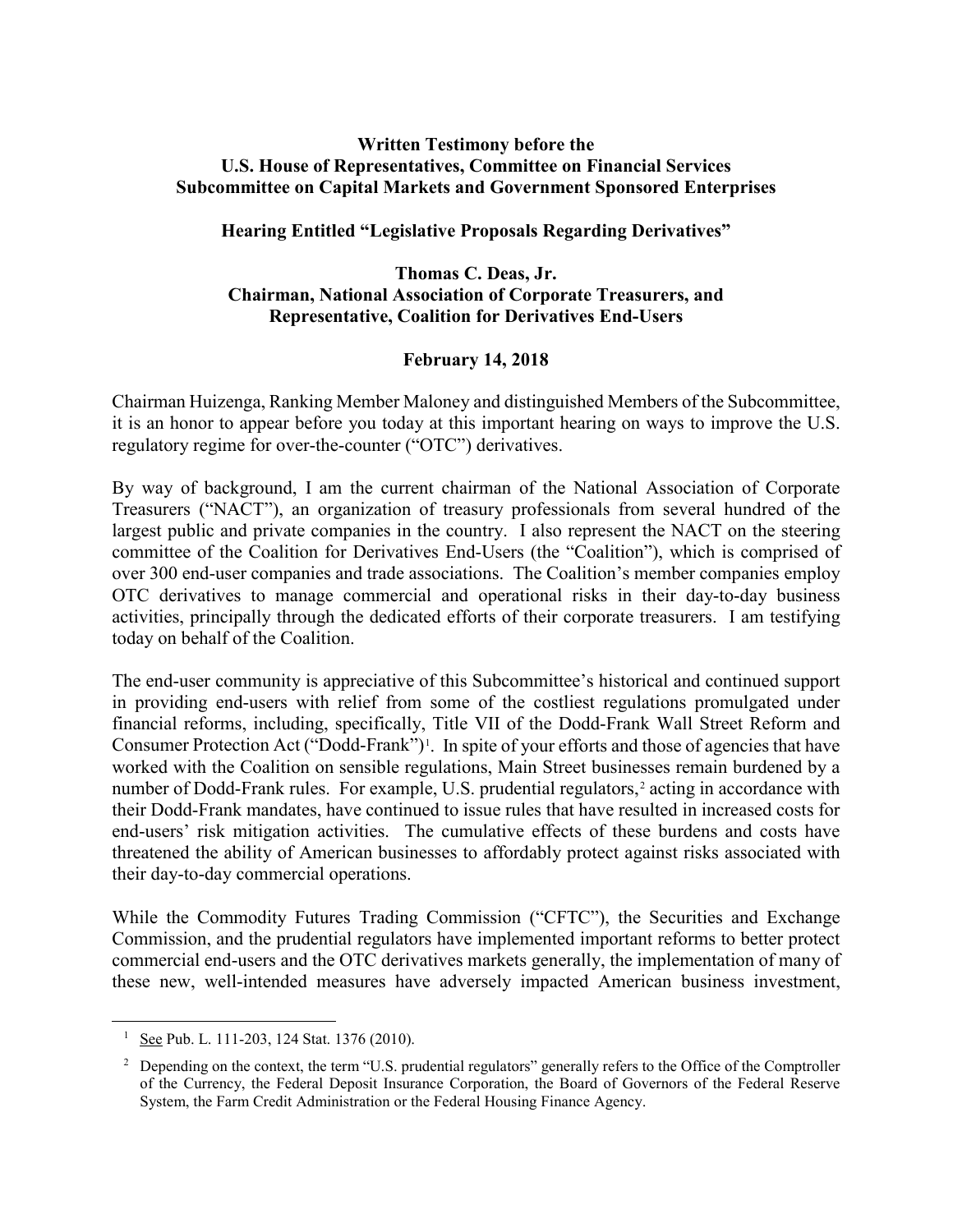**Written Testimony before the**
**U.S. House of Representatives, Committee on Financial Services**
**Subcommittee on Capital Markets and Government Sponsored Enterprises**

**Hearing Entitled "Legislative Proposals Regarding Derivatives"**

**Thomas C. Deas, Jr.**
**Chairman, National Association of Corporate Treasurers, and**
**Representative, Coalition for Derivatives End-Users**

**February 14, 2018**

Chairman Huizenga, Ranking Member Maloney and distinguished Members of the Subcommittee, it is an honor to appear before you today at this important hearing on ways to improve the U.S. regulatory regime for over-the-counter ("OTC") derivatives.

By way of background, I am the current chairman of the National Association of Corporate Treasurers ("NACT"), an organization of treasury professionals from several hundred of the largest public and private companies in the country. I also represent the NACT on the steering committee of the Coalition for Derivatives End-Users (the "Coalition"), which is comprised of over 300 end-user companies and trade associations. The Coalition's member companies employ OTC derivatives to manage commercial and operational risks in their day-to-day business activities, principally through the dedicated efforts of their corporate treasurers. I am testifying today on behalf of the Coalition.

The end-user community is appreciative of this Subcommittee's historical and continued support in providing end-users with relief from some of the costliest regulations promulgated under financial reforms, including, specifically, Title VII of the Dodd-Frank Wall Street Reform and Consumer Protection Act ("Dodd-Frank")[1]. In spite of your efforts and those of agencies that have worked with the Coalition on sensible regulations, Main Street businesses remain burdened by a number of Dodd-Frank rules. For example, U.S. prudential regulators,[2] acting in accordance with their Dodd-Frank mandates, have continued to issue rules that have resulted in increased costs for end-users' risk mitigation activities. The cumulative effects of these burdens and costs have threatened the ability of American businesses to affordably protect against risks associated with their day-to-day commercial operations.

While the Commodity Futures Trading Commission ("CFTC"), the Securities and Exchange Commission, and the prudential regulators have implemented important reforms to better protect commercial end-users and the OTC derivatives markets generally, the implementation of many of these new, well-intended measures have adversely impacted American business investment,

---

[1] See Pub. L. 111-203, 124 Stat. 1376 (2010).

[2] Depending on the context, the term "U.S. prudential regulators" generally refers to the Office of the Comptroller of the Currency, the Federal Deposit Insurance Corporation, the Board of Governors of the Federal Reserve System, the Farm Credit Administration or the Federal Housing Finance Agency.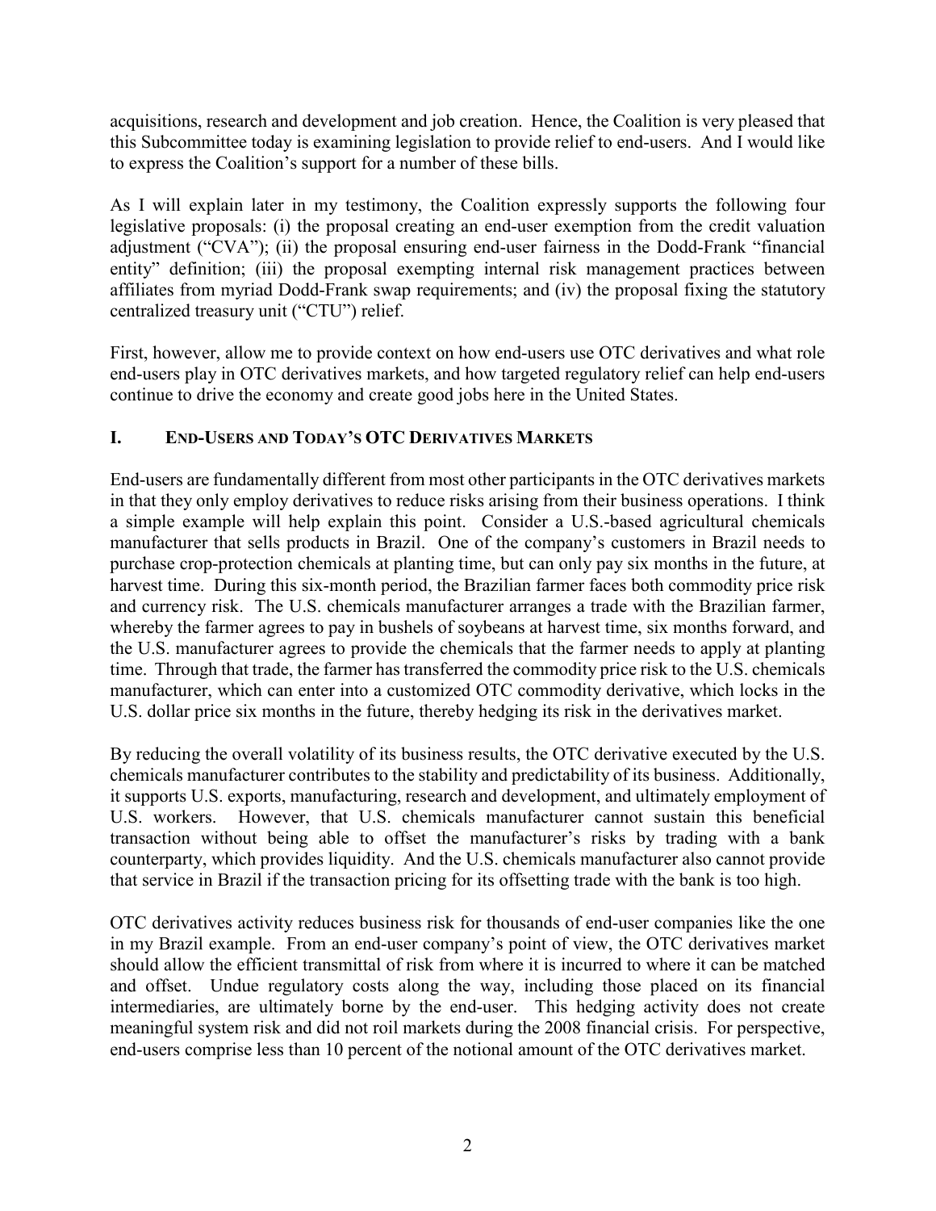acquisitions, research and development and job creation. Hence, the Coalition is very pleased that this Subcommittee today is examining legislation to provide relief to end-users. And I would like to express the Coalition's support for a number of these bills.

As I will explain later in my testimony, the Coalition expressly supports the following four legislative proposals: (i) the proposal creating an end-user exemption from the credit valuation adjustment ("CVA"); (ii) the proposal ensuring end-user fairness in the Dodd-Frank "financial entity" definition; (iii) the proposal exempting internal risk management practices between affiliates from myriad Dodd-Frank swap requirements; and (iv) the proposal fixing the statutory centralized treasury unit ("CTU") relief.

First, however, allow me to provide context on how end-users use OTC derivatives and what role end-users play in OTC derivatives markets, and how targeted regulatory relief can help end-users continue to drive the economy and create good jobs here in the United States.

## I. End-Users and Today's OTC Derivatives Markets

End-users are fundamentally different from most other participants in the OTC derivatives markets in that they only employ derivatives to reduce risks arising from their business operations. I think a simple example will help explain this point. Consider a U.S.-based agricultural chemicals manufacturer that sells products in Brazil. One of the company's customers in Brazil needs to purchase crop-protection chemicals at planting time, but can only pay six months in the future, at harvest time. During this six-month period, the Brazilian farmer faces both commodity price risk and currency risk. The U.S. chemicals manufacturer arranges a trade with the Brazilian farmer, whereby the farmer agrees to pay in bushels of soybeans at harvest time, six months forward, and the U.S. manufacturer agrees to provide the chemicals that the farmer needs to apply at planting time. Through that trade, the farmer has transferred the commodity price risk to the U.S. chemicals manufacturer, which can enter into a customized OTC commodity derivative, which locks in the U.S. dollar price six months in the future, thereby hedging its risk in the derivatives market.

By reducing the overall volatility of its business results, the OTC derivative executed by the U.S. chemicals manufacturer contributes to the stability and predictability of its business. Additionally, it supports U.S. exports, manufacturing, research and development, and ultimately employment of U.S. workers. However, that U.S. chemicals manufacturer cannot sustain this beneficial transaction without being able to offset the manufacturer's risks by trading with a bank counterparty, which provides liquidity. And the U.S. chemicals manufacturer also cannot provide that service in Brazil if the transaction pricing for its offsetting trade with the bank is too high.

OTC derivatives activity reduces business risk for thousands of end-user companies like the one in my Brazil example. From an end-user company's point of view, the OTC derivatives market should allow the efficient transmittal of risk from where it is incurred to where it can be matched and offset. Undue regulatory costs along the way, including those placed on its financial intermediaries, are ultimately borne by the end-user. This hedging activity does not create meaningful system risk and did not roil markets during the 2008 financial crisis. For perspective, end-users comprise less than 10 percent of the notional amount of the OTC derivatives market.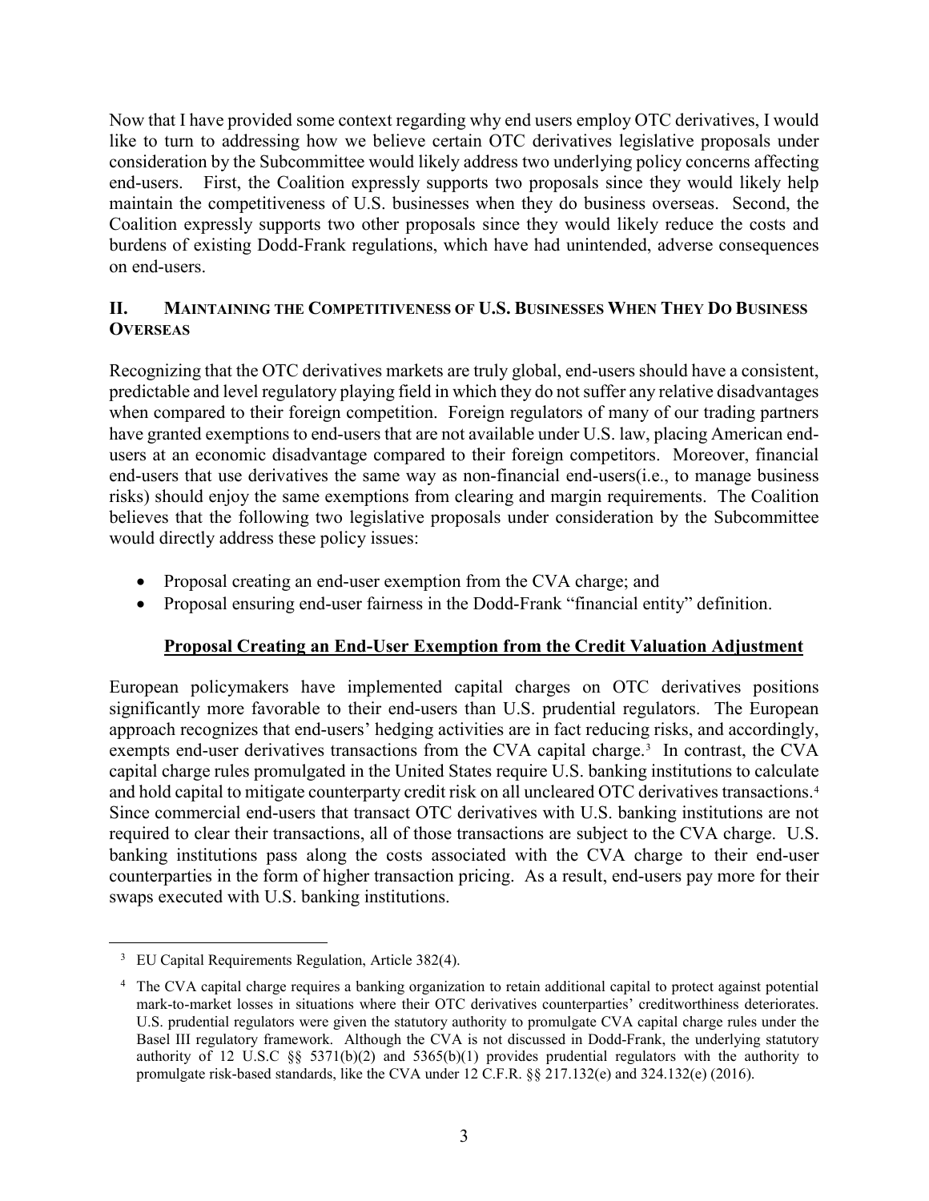Now that I have provided some context regarding why end users employ OTC derivatives, I would like to turn to addressing how we believe certain OTC derivatives legislative proposals under consideration by the Subcommittee would likely address two underlying policy concerns affecting end-users. First, the Coalition expressly supports two proposals since they would likely help maintain the competitiveness of U.S. businesses when they do business overseas. Second, the Coalition expressly supports two other proposals since they would likely reduce the costs and burdens of existing Dodd-Frank regulations, which have had unintended, adverse consequences on end-users.

## II. Maintaining the Competitiveness of U.S. Businesses When They Do Business Overseas

Recognizing that the OTC derivatives markets are truly global, end-users should have a consistent, predictable and level regulatory playing field in which they do not suffer any relative disadvantages when compared to their foreign competition. Foreign regulators of many of our trading partners have granted exemptions to end-users that are not available under U.S. law, placing American end-users at an economic disadvantage compared to their foreign competitors. Moreover, financial end-users that use derivatives the same way as non-financial end-users(i.e., to manage business risks) should enjoy the same exemptions from clearing and margin requirements. The Coalition believes that the following two legislative proposals under consideration by the Subcommittee would directly address these policy issues:

- Proposal creating an end-user exemption from the CVA charge; and
- Proposal ensuring end-user fairness in the Dodd-Frank "financial entity" definition.

### Proposal Creating an End-User Exemption from the Credit Valuation Adjustment

European policymakers have implemented capital charges on OTC derivatives positions significantly more favorable to their end-users than U.S. prudential regulators. The European approach recognizes that end-users' hedging activities are in fact reducing risks, and accordingly, exempts end-user derivatives transactions from the CVA capital charge.[3] In contrast, the CVA capital charge rules promulgated in the United States require U.S. banking institutions to calculate and hold capital to mitigate counterparty credit risk on all uncleared OTC derivatives transactions.[4] Since commercial end-users that transact OTC derivatives with U.S. banking institutions are not required to clear their transactions, all of those transactions are subject to the CVA charge. U.S. banking institutions pass along the costs associated with the CVA charge to their end-user counterparties in the form of higher transaction pricing. As a result, end-users pay more for their swaps executed with U.S. banking institutions.

---

[3] EU Capital Requirements Regulation, Article 382(4).

[4] The CVA capital charge requires a banking organization to retain additional capital to protect against potential mark-to-market losses in situations where their OTC derivatives counterparties' creditworthiness deteriorates. U.S. prudential regulators were given the statutory authority to promulgate CVA capital charge rules under the Basel III regulatory framework. Although the CVA is not discussed in Dodd-Frank, the underlying statutory authority of 12 U.S.C §§ 5371(b)(2) and 5365(b)(1) provides prudential regulators with the authority to promulgate risk-based standards, like the CVA under 12 C.F.R. §§ 217.132(e) and 324.132(e) (2016).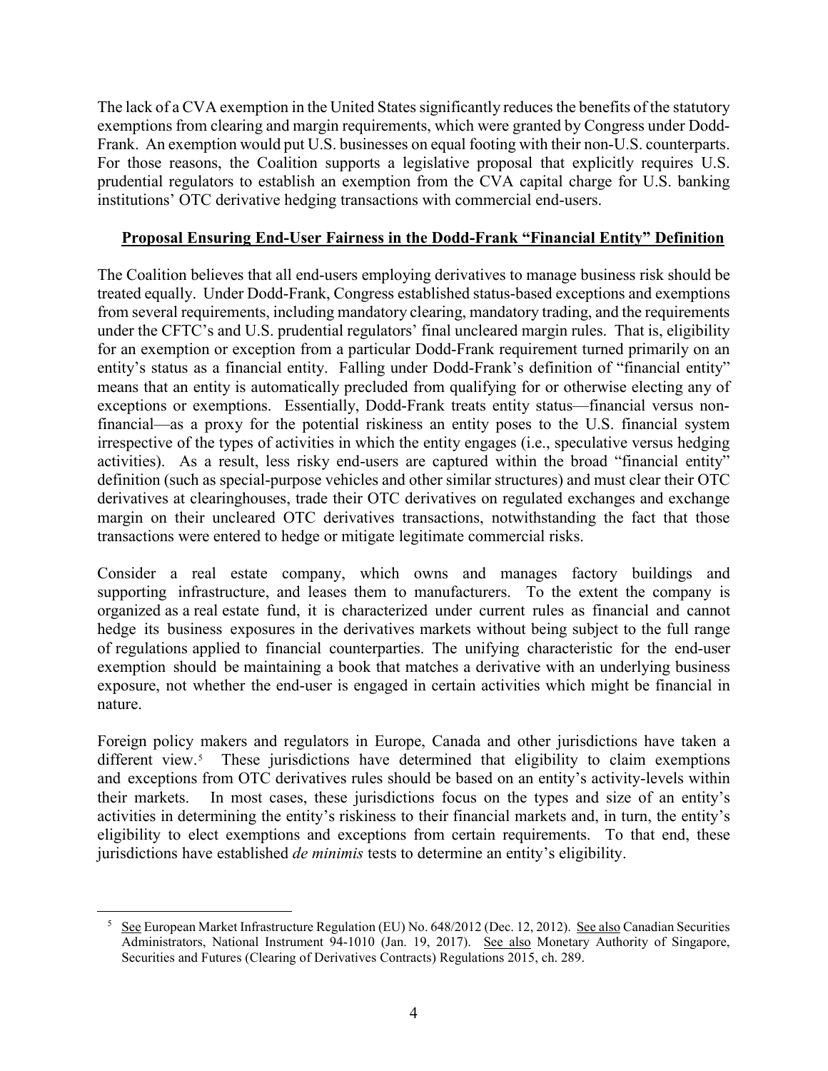The lack of a CVA exemption in the United States significantly reduces the benefits of the statutory exemptions from clearing and margin requirements, which were granted by Congress under Dodd-Frank. An exemption would put U.S. businesses on equal footing with their non-U.S. counterparts. For those reasons, the Coalition supports a legislative proposal that explicitly requires U.S. prudential regulators to establish an exemption from the CVA capital charge for U.S. banking institutions' OTC derivative hedging transactions with commercial end-users.

## Proposal Ensuring End-User Fairness in the Dodd-Frank "Financial Entity" Definition

The Coalition believes that all end-users employing derivatives to manage business risk should be treated equally. Under Dodd-Frank, Congress established status-based exceptions and exemptions from several requirements, including mandatory clearing, mandatory trading, and the requirements under the CFTC's and U.S. prudential regulators' final uncleared margin rules. That is, eligibility for an exemption or exception from a particular Dodd-Frank requirement turned primarily on an entity's status as a financial entity. Falling under Dodd-Frank's definition of "financial entity" means that an entity is automatically precluded from qualifying for or otherwise electing any of exceptions or exemptions. Essentially, Dodd-Frank treats entity status—financial versus non-financial—as a proxy for the potential riskiness an entity poses to the U.S. financial system irrespective of the types of activities in which the entity engages (i.e., speculative versus hedging activities). As a result, less risky end-users are captured within the broad "financial entity" definition (such as special-purpose vehicles and other similar structures) and must clear their OTC derivatives at clearinghouses, trade their OTC derivatives on regulated exchanges and exchange margin on their uncleared OTC derivatives transactions, notwithstanding the fact that those transactions were entered to hedge or mitigate legitimate commercial risks.

Consider a real estate company, which owns and manages factory buildings and supporting infrastructure, and leases them to manufacturers. To the extent the company is organized as a real estate fund, it is characterized under current rules as financial and cannot hedge its business exposures in the derivatives markets without being subject to the full range of regulations applied to financial counterparties. The unifying characteristic for the end-user exemption should be maintaining a book that matches a derivative with an underlying business exposure, not whether the end-user is engaged in certain activities which might be financial in nature.

Foreign policy makers and regulators in Europe, Canada and other jurisdictions have taken a different view.[5] These jurisdictions have determined that eligibility to claim exemptions and exceptions from OTC derivatives rules should be based on an entity's activity-levels within their markets. In most cases, these jurisdictions focus on the types and size of an entity's activities in determining the entity's riskiness to their financial markets and, in turn, the entity's eligibility to elect exemptions and exceptions from certain requirements. To that end, these jurisdictions have established *de minimis* tests to determine an entity's eligibility.

---

[5] See European Market Infrastructure Regulation (EU) No. 648/2012 (Dec. 12, 2012). See also Canadian Securities Administrators, National Instrument 94-1010 (Jan. 19, 2017). See also Monetary Authority of Singapore, Securities and Futures (Clearing of Derivatives Contracts) Regulations 2015, ch. 289.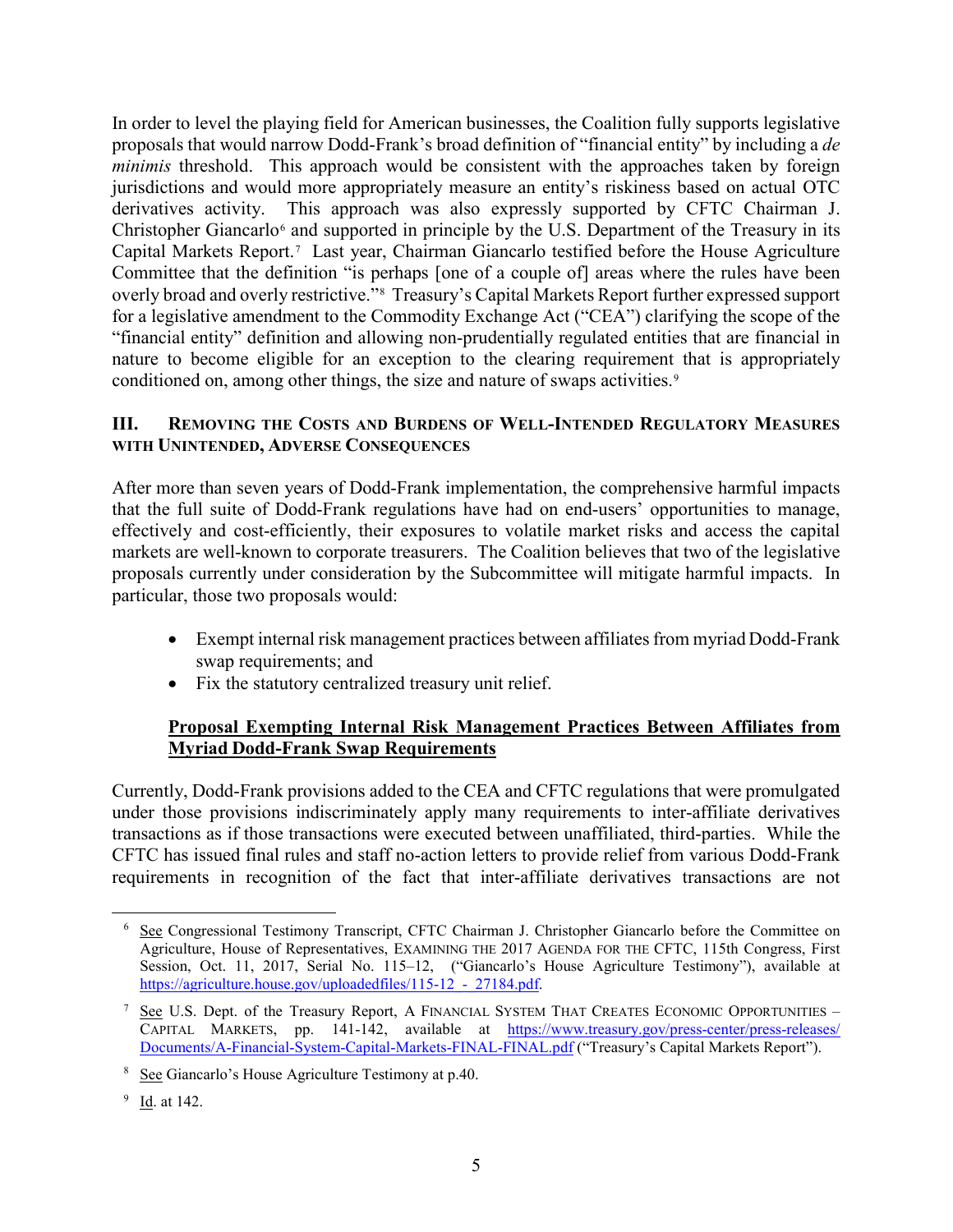In order to level the playing field for American businesses, the Coalition fully supports legislative proposals that would narrow Dodd-Frank's broad definition of "financial entity" by including a *de minimis* threshold. This approach would be consistent with the approaches taken by foreign jurisdictions and would more appropriately measure an entity's riskiness based on actual OTC derivatives activity. This approach was also expressly supported by CFTC Chairman J. Christopher Giancarlo[6] and supported in principle by the U.S. Department of the Treasury in its Capital Markets Report.[7] Last year, Chairman Giancarlo testified before the House Agriculture Committee that the definition "is perhaps [one of a couple of] areas where the rules have been overly broad and overly restrictive."[8] Treasury's Capital Markets Report further expressed support for a legislative amendment to the Commodity Exchange Act ("CEA") clarifying the scope of the "financial entity" definition and allowing non-prudentially regulated entities that are financial in nature to become eligible for an exception to the clearing requirement that is appropriately conditioned on, among other things, the size and nature of swaps activities.[9]

## III. Removing the Costs and Burdens of Well-Intended Regulatory Measures with Unintended, Adverse Consequences

After more than seven years of Dodd-Frank implementation, the comprehensive harmful impacts that the full suite of Dodd-Frank regulations have had on end-users' opportunities to manage, effectively and cost-efficiently, their exposures to volatile market risks and access the capital markets are well-known to corporate treasurers. The Coalition believes that two of the legislative proposals currently under consideration by the Subcommittee will mitigate harmful impacts. In particular, those two proposals would:

- Exempt internal risk management practices between affiliates from myriad Dodd-Frank swap requirements; and
- Fix the statutory centralized treasury unit relief.

### Proposal Exempting Internal Risk Management Practices Between Affiliates from Myriad Dodd-Frank Swap Requirements

Currently, Dodd-Frank provisions added to the CEA and CFTC regulations that were promulgated under those provisions indiscriminately apply many requirements to inter-affiliate derivatives transactions as if those transactions were executed between unaffiliated, third-parties. While the CFTC has issued final rules and staff no-action letters to provide relief from various Dodd-Frank requirements in recognition of the fact that inter-affiliate derivatives transactions are not

---

[6] See Congressional Testimony Transcript, CFTC Chairman J. Christopher Giancarlo before the Committee on Agriculture, House of Representatives, Examining the 2017 Agenda for the CFTC, 115th Congress, First Session, Oct. 11, 2017, Serial No. 115–12, ("Giancarlo's House Agriculture Testimony"), available at https://agriculture.house.gov/uploadedfiles/115-12_-_27184.pdf.

[7] See U.S. Dept. of the Treasury Report, A Financial System That Creates Economic Opportunities – Capital Markets, pp. 141-142, available at https://www.treasury.gov/press-center/press-releases/Documents/A-Financial-System-Capital-Markets-FINAL-FINAL.pdf ("Treasury's Capital Markets Report").

[8] See Giancarlo's House Agriculture Testimony at p.40.

[9] Id. at 142.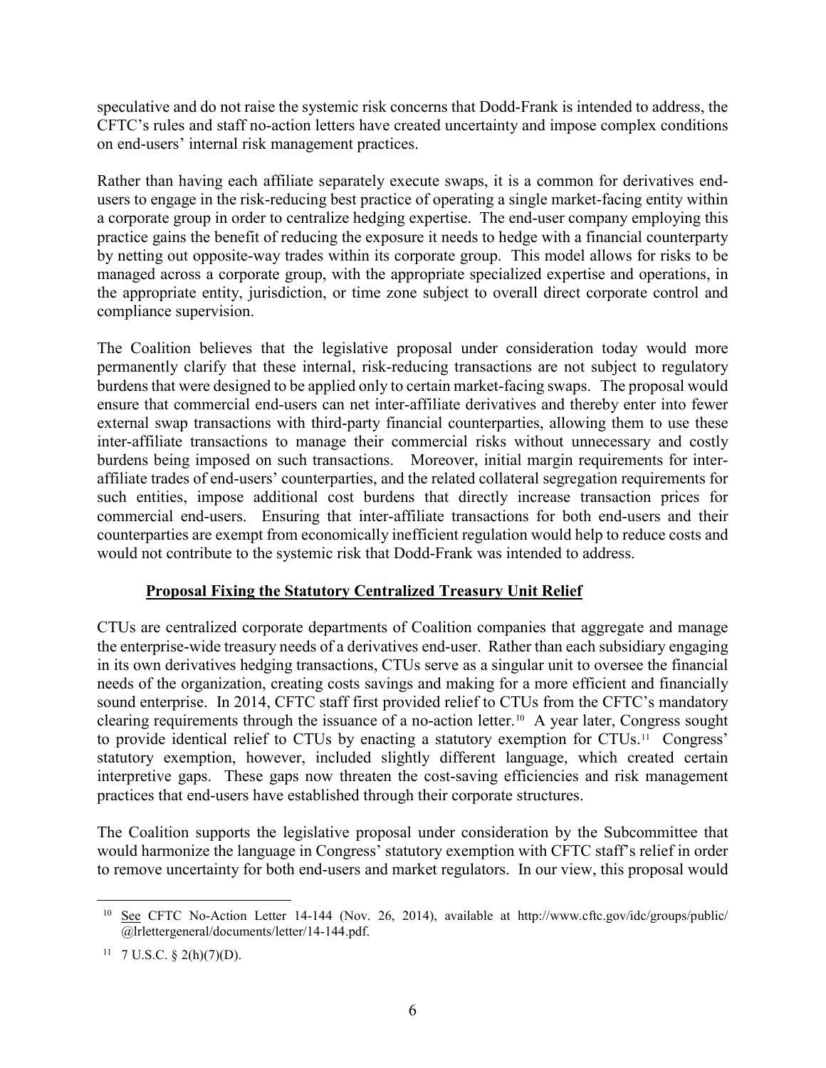speculative and do not raise the systemic risk concerns that Dodd-Frank is intended to address, the CFTC's rules and staff no-action letters have created uncertainty and impose complex conditions on end-users' internal risk management practices.

Rather than having each affiliate separately execute swaps, it is a common for derivatives end-users to engage in the risk-reducing best practice of operating a single market-facing entity within a corporate group in order to centralize hedging expertise. The end-user company employing this practice gains the benefit of reducing the exposure it needs to hedge with a financial counterparty by netting out opposite-way trades within its corporate group. This model allows for risks to be managed across a corporate group, with the appropriate specialized expertise and operations, in the appropriate entity, jurisdiction, or time zone subject to overall direct corporate control and compliance supervision.

The Coalition believes that the legislative proposal under consideration today would more permanently clarify that these internal, risk-reducing transactions are not subject to regulatory burdens that were designed to be applied only to certain market-facing swaps. The proposal would ensure that commercial end-users can net inter-affiliate derivatives and thereby enter into fewer external swap transactions with third-party financial counterparties, allowing them to use these inter-affiliate transactions to manage their commercial risks without unnecessary and costly burdens being imposed on such transactions. Moreover, initial margin requirements for inter-affiliate trades of end-users' counterparties, and the related collateral segregation requirements for such entities, impose additional cost burdens that directly increase transaction prices for commercial end-users. Ensuring that inter-affiliate transactions for both end-users and their counterparties are exempt from economically inefficient regulation would help to reduce costs and would not contribute to the systemic risk that Dodd-Frank was intended to address.

**Proposal Fixing the Statutory Centralized Treasury Unit Relief**

CTUs are centralized corporate departments of Coalition companies that aggregate and manage the enterprise-wide treasury needs of a derivatives end-user. Rather than each subsidiary engaging in its own derivatives hedging transactions, CTUs serve as a singular unit to oversee the financial needs of the organization, creating costs savings and making for a more efficient and financially sound enterprise. In 2014, CFTC staff first provided relief to CTUs from the CFTC's mandatory clearing requirements through the issuance of a no-action letter.[10] A year later, Congress sought to provide identical relief to CTUs by enacting a statutory exemption for CTUs.[11] Congress' statutory exemption, however, included slightly different language, which created certain interpretive gaps. These gaps now threaten the cost-saving efficiencies and risk management practices that end-users have established through their corporate structures.

The Coalition supports the legislative proposal under consideration by the Subcommittee that would harmonize the language in Congress' statutory exemption with CFTC staff's relief in order to remove uncertainty for both end-users and market regulators. In our view, this proposal would

---

[10] See CFTC No-Action Letter 14-144 (Nov. 26, 2014), available at http://www.cftc.gov/idc/groups/public/@lrlettergeneral/documents/letter/14-144.pdf.

[11] 7 U.S.C. § 2(h)(7)(D).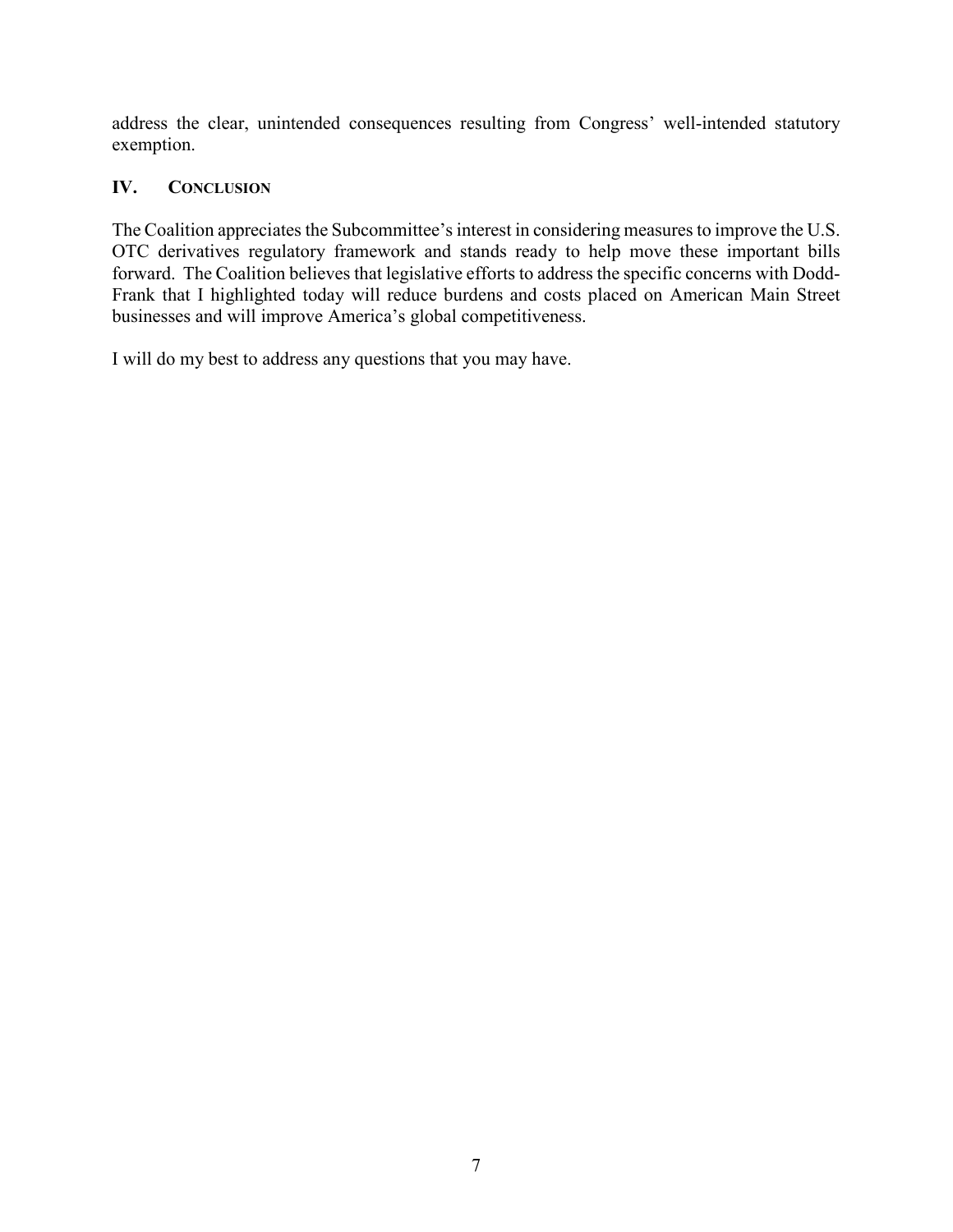address the clear, unintended consequences resulting from Congress' well-intended statutory exemption.

## IV. CONCLUSION

The Coalition appreciates the Subcommittee's interest in considering measures to improve the U.S. OTC derivatives regulatory framework and stands ready to help move these important bills forward. The Coalition believes that legislative efforts to address the specific concerns with Dodd-Frank that I highlighted today will reduce burdens and costs placed on American Main Street businesses and will improve America's global competitiveness.

I will do my best to address any questions that you may have.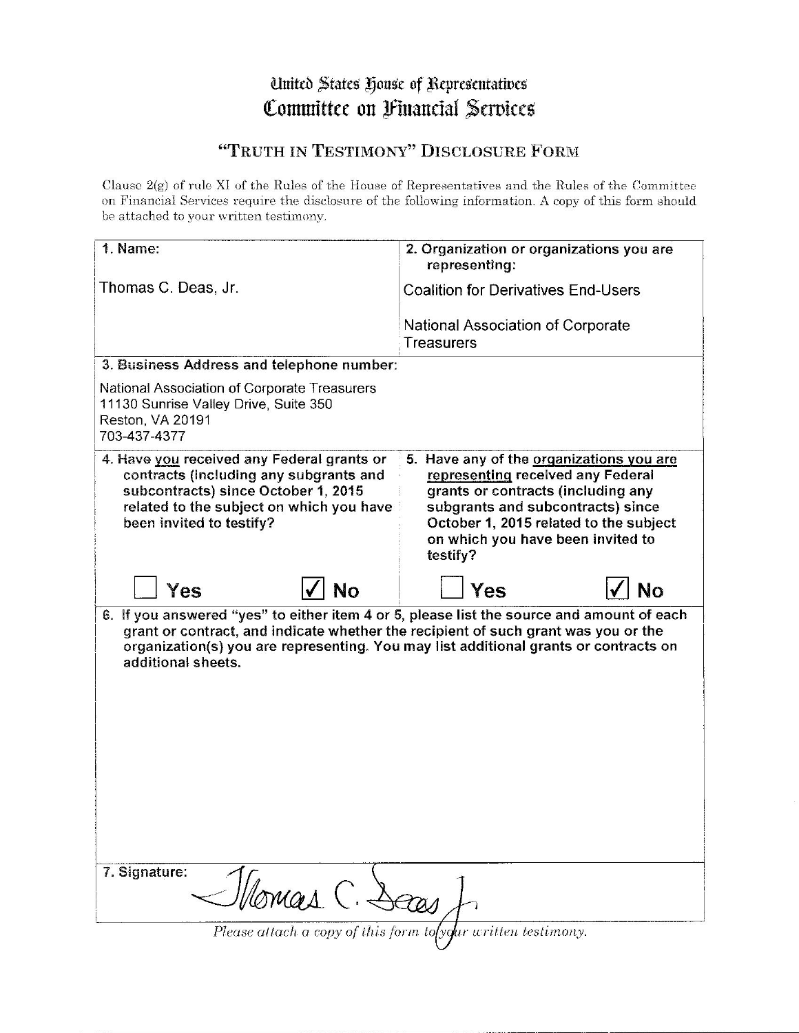# United States House of Representatives
# Committee on Financial Services

## "TRUTH IN TESTIMONY" DISCLOSURE FORM

Clause 2(g) of rule XI of the Rules of the House of Representatives and the Rules of the Committee on Financial Services require the disclosure of the following information. A copy of this form should be attached to your written testimony.

| | |
|---|---|
| **1. Name:**<br><br>Thomas C. Deas, Jr. | **2. Organization or organizations you are representing:**<br><br>Coalition for Derivatives End-Users<br><br>National Association of Corporate Treasurers |
| **3. Business Address and telephone number:**<br><br>National Association of Corporate Treasurers<br>11130 Sunrise Valley Drive, Suite 350<br>Reston, VA 20191<br>703-437-4377 | |
| **4. Have you received any Federal grants or contracts (including any subgrants and subcontracts) since October 1, 2015 related to the subject on which you have been invited to testify?**<br><br>☐ Yes ☑ No | **5. Have any of the organizations you are representing received any Federal grants or contracts (including any subgrants and subcontracts) since October 1, 2015 related to the subject on which you have been invited to testify?**<br><br>☐ Yes ☑ No |
| **6. If you answered "yes" to either item 4 or 5, please list the source and amount of each grant or contract, and indicate whether the recipient of such grant was you or the organization(s) you are representing. You may list additional grants or contracts on additional sheets.** | |
| **7. Signature:** Thomas C. Deas Jr. | |

*Please attach a copy of this form to your written testimony.*